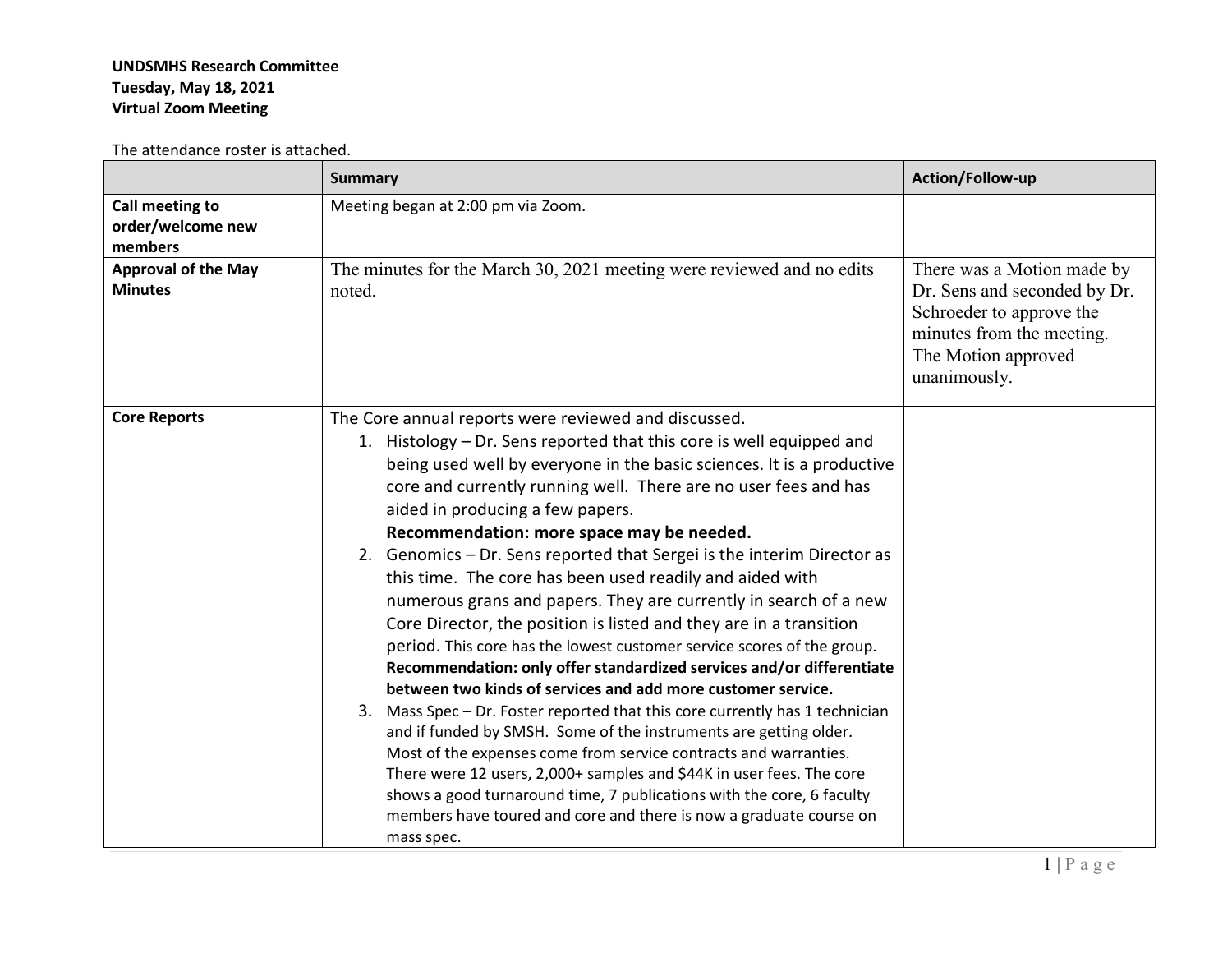**UNDSMHS Research Committee**
**Tuesday, May 18, 2021**
**Virtual Zoom Meeting**

The attendance roster is attached.

| | **Summary** | **Action/Follow-up** |
|---|---|---|
| **Call meeting to order/welcome new members** | Meeting began at 2:00 pm via Zoom. | |
| **Approval of the May Minutes** | The minutes for the March 30, 2021 meeting were reviewed and no edits noted. | There was a Motion made by Dr. Sens and seconded by Dr. Schroeder to approve the minutes from the meeting. The Motion approved unanimously. |
| **Core Reports** | The Core annual reports were reviewed and discussed.<br>1. Histology – Dr. Sens reported that this core is well equipped and being used well by everyone in the basic sciences. It is a productive core and currently running well. There are no user fees and has aided in producing a few papers.<br>**Recommendation: more space may be needed.**<br>2. Genomics – Dr. Sens reported that Sergei is the interim Director as this time. The core has been used readily and aided with numerous grans and papers. They are currently in search of a new Core Director, the position is listed and they are in a transition period. This core has the lowest customer service scores of the group.<br>**Recommendation: only offer standardized services and/or differentiate between two kinds of services and add more customer service.**<br>3. Mass Spec – Dr. Foster reported that this core currently has 1 technician and if funded by SMSH. Some of the instruments are getting older. Most of the expenses come from service contracts and warranties. There were 12 users, 2,000+ samples and $44K in user fees. The core shows a good turnaround time, 7 publications with the core, 6 faculty members have toured and core and there is now a graduate course on mass spec. | |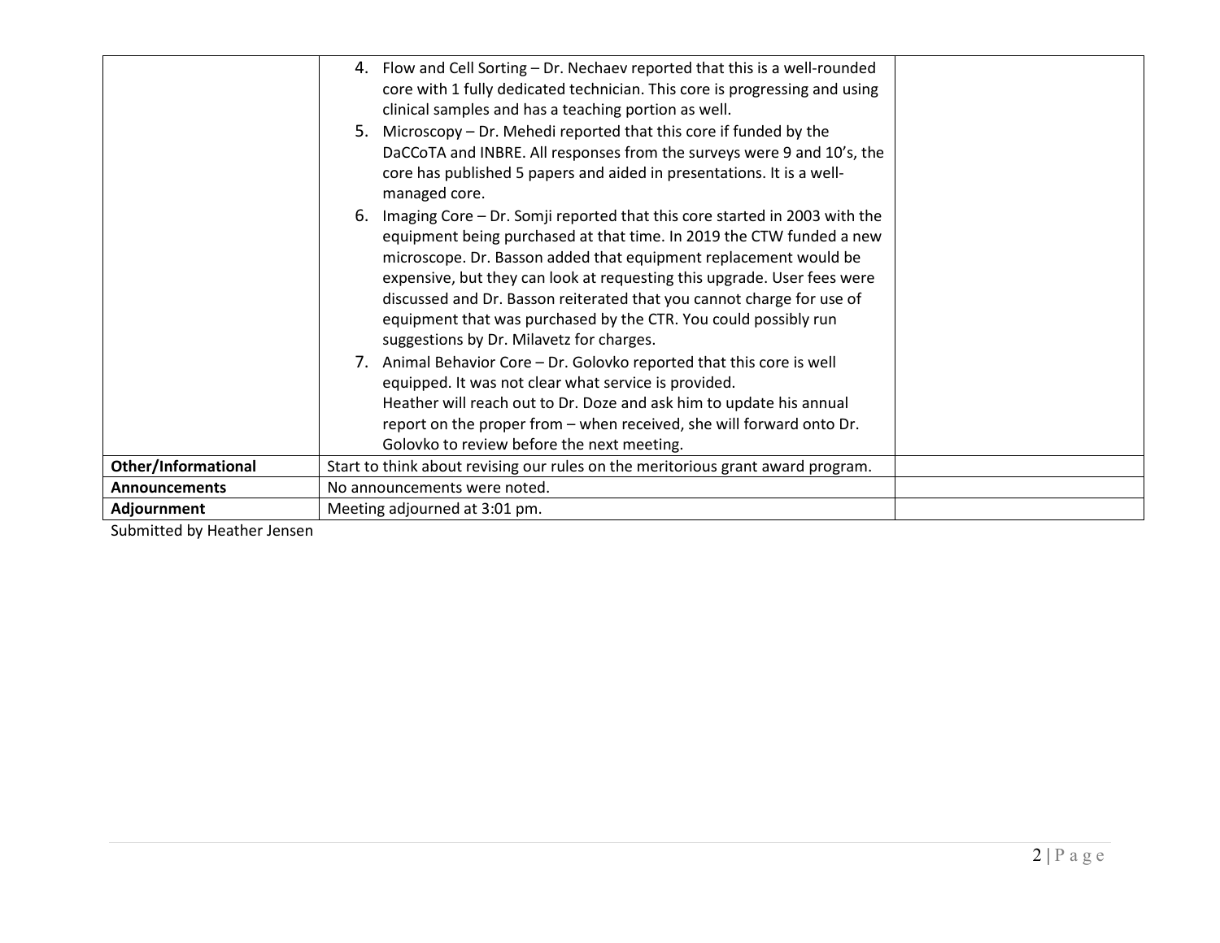| | | |
|---|---|---|
| | 4. Flow and Cell Sorting – Dr. Nechaev reported that this is a well-rounded core with 1 fully dedicated technician. This core is progressing and using clinical samples and has a teaching portion as well.<br>5. Microscopy – Dr. Mehedi reported that this core if funded by the DaCCoTA and INBRE. All responses from the surveys were 9 and 10's, the core has published 5 papers and aided in presentations. It is a well-managed core.<br>6. Imaging Core – Dr. Somji reported that this core started in 2003 with the equipment being purchased at that time. In 2019 the CTW funded a new microscope. Dr. Basson added that equipment replacement would be expensive, but they can look at requesting this upgrade. User fees were discussed and Dr. Basson reiterated that you cannot charge for use of equipment that was purchased by the CTR. You could possibly run suggestions by Dr. Milavetz for charges.<br>7. Animal Behavior Core – Dr. Golovko reported that this core is well equipped. It was not clear what service is provided.<br>Heather will reach out to Dr. Doze and ask him to update his annual report on the proper from – when received, she will forward onto Dr. Golovko to review before the next meeting. | |
| **Other/Informational** | Start to think about revising our rules on the meritorious grant award program. | |
| **Announcements** | No announcements were noted. | |
| **Adjournment** | Meeting adjourned at 3:01 pm. | |

Submitted by Heather Jensen